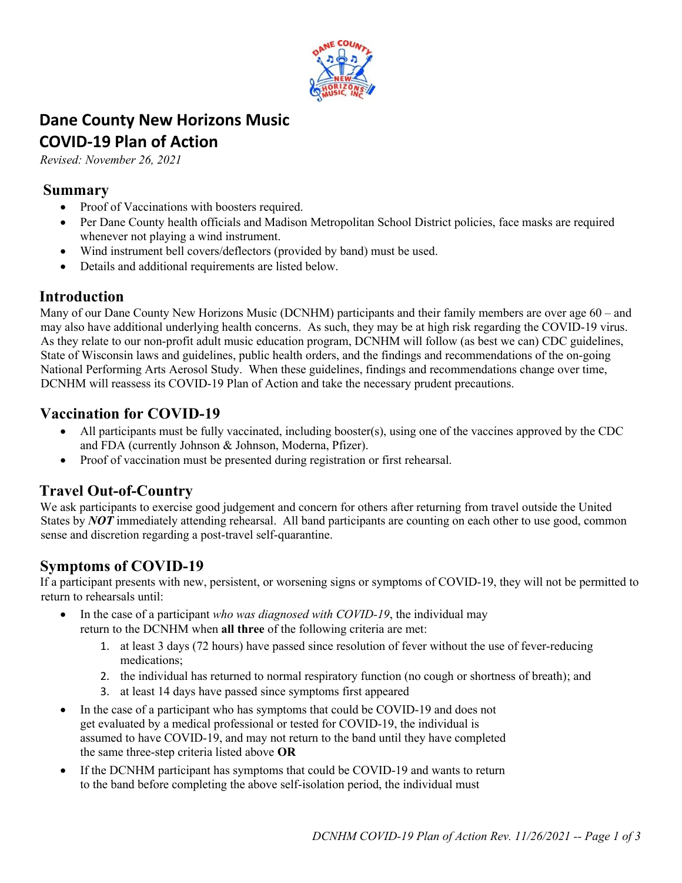# Dane County New Horizons Music
# COVID-19 Plan of Action

*Revised: November 26, 2021*

## Summary

- Proof of Vaccinations with boosters required.
- Per Dane County health officials and Madison Metropolitan School District policies, face masks are required whenever not playing a wind instrument.
- Wind instrument bell covers/deflectors (provided by band) must be used.
- Details and additional requirements are listed below.

## Introduction

Many of our Dane County New Horizons Music (DCNHM) participants and their family members are over age 60 – and may also have additional underlying health concerns. As such, they may be at high risk regarding the COVID-19 virus. As they relate to our non-profit adult music education program, DCNHM will follow (as best we can) CDC guidelines, State of Wisconsin laws and guidelines, public health orders, and the findings and recommendations of the on-going National Performing Arts Aerosol Study. When these guidelines, findings and recommendations change over time, DCNHM will reassess its COVID-19 Plan of Action and take the necessary prudent precautions.

## Vaccination for COVID-19

- All participants must be fully vaccinated, including booster(s), using one of the vaccines approved by the CDC and FDA (currently Johnson & Johnson, Moderna, Pfizer).
- Proof of vaccination must be presented during registration or first rehearsal.

## Travel Out-of-Country

We ask participants to exercise good judgement and concern for others after returning from travel outside the United States by ***NOT*** immediately attending rehearsal. All band participants are counting on each other to use good, common sense and discretion regarding a post-travel self-quarantine.

## Symptoms of COVID-19

If a participant presents with new, persistent, or worsening signs or symptoms of COVID-19, they will not be permitted to return to rehearsals until:

- In the case of a participant *who was diagnosed with COVID-19*, the individual may return to the DCNHM when **all three** of the following criteria are met:
  1. at least 3 days (72 hours) have passed since resolution of fever without the use of fever-reducing medications;
  2. the individual has returned to normal respiratory function (no cough or shortness of breath); and
  3. at least 14 days have passed since symptoms first appeared
- In the case of a participant who has symptoms that could be COVID-19 and does not get evaluated by a medical professional or tested for COVID-19, the individual is assumed to have COVID-19, and may not return to the band until they have completed the same three-step criteria listed above **OR**
- If the DCNHM participant has symptoms that could be COVID-19 and wants to return to the band before completing the above self-isolation period, the individual must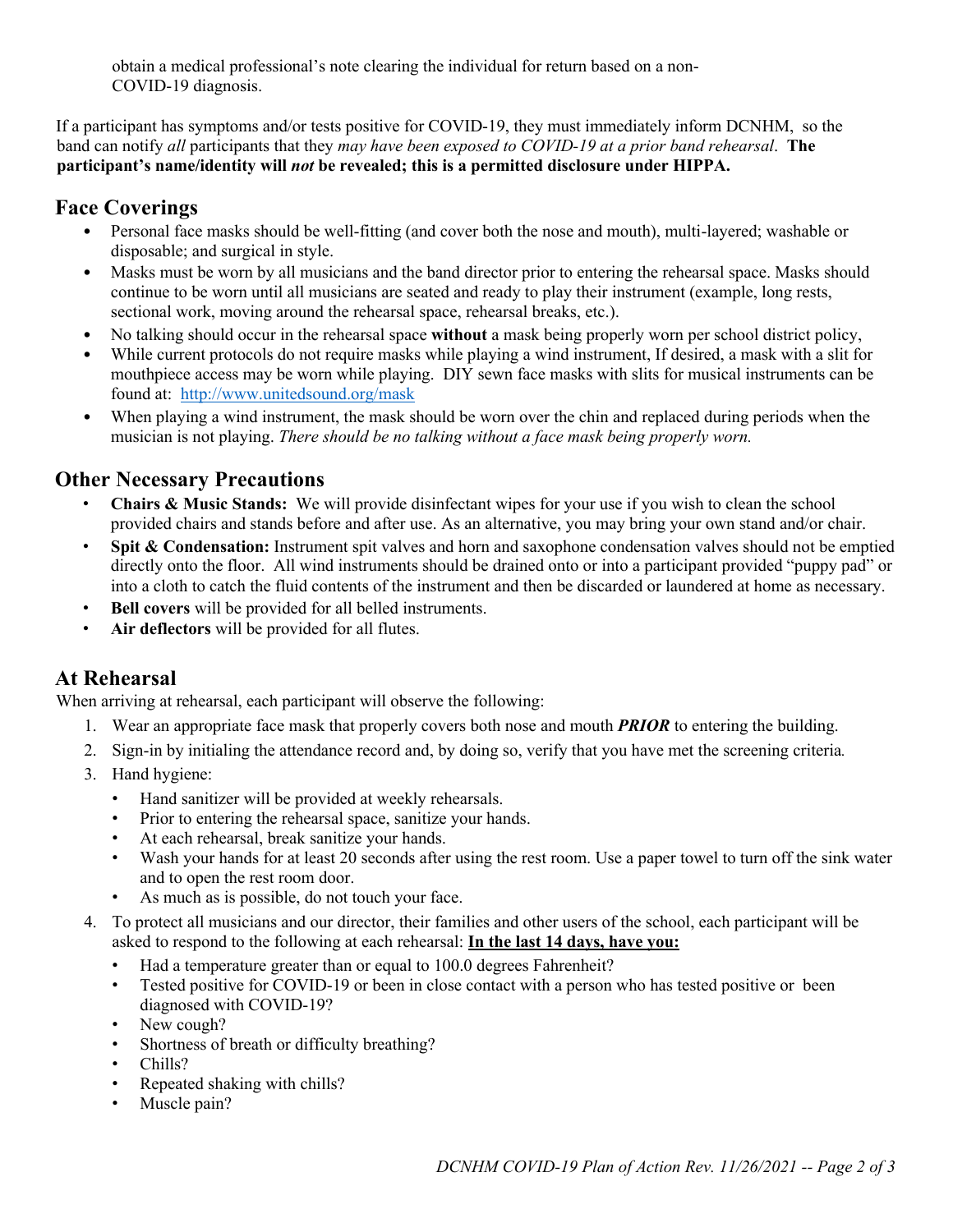obtain a medical professional's note clearing the individual for return based on a non-COVID-19 diagnosis.

If a participant has symptoms and/or tests positive for COVID-19, they must immediately inform DCNHM, so the band can notify *all* participants that they *may have been exposed to COVID-19 at a prior band rehearsal*. **The participant's name/identity will *not* be revealed; this is a permitted disclosure under HIPPA.**

## Face Coverings

- Personal face masks should be well-fitting (and cover both the nose and mouth), multi-layered; washable or disposable; and surgical in style.
- Masks must be worn by all musicians and the band director prior to entering the rehearsal space. Masks should continue to be worn until all musicians are seated and ready to play their instrument (example, long rests, sectional work, moving around the rehearsal space, rehearsal breaks, etc.).
- No talking should occur in the rehearsal space **without** a mask being properly worn per school district policy,
- While current protocols do not require masks while playing a wind instrument, If desired, a mask with a slit for mouthpiece access may be worn while playing. DIY sewn face masks with slits for musical instruments can be found at: [http://www.unitedsound.org/mask](http://www.unitedsound.org/mask)
- When playing a wind instrument, the mask should be worn over the chin and replaced during periods when the musician is not playing. *There should be no talking without a face mask being properly worn.*

## Other Necessary Precautions

- **Chairs & Music Stands:** We will provide disinfectant wipes for your use if you wish to clean the school provided chairs and stands before and after use. As an alternative, you may bring your own stand and/or chair.
- **Spit & Condensation:** Instrument spit valves and horn and saxophone condensation valves should not be emptied directly onto the floor. All wind instruments should be drained onto or into a participant provided "puppy pad" or into a cloth to catch the fluid contents of the instrument and then be discarded or laundered at home as necessary.
- **Bell covers** will be provided for all belled instruments.
- **Air deflectors** will be provided for all flutes.

## At Rehearsal

When arriving at rehearsal, each participant will observe the following:

1. Wear an appropriate face mask that properly covers both nose and mouth ***PRIOR*** to entering the building.
2. Sign-in by initialing the attendance record and, by doing so, verify that you have met the screening criteria.
3. Hand hygiene:
   - Hand sanitizer will be provided at weekly rehearsals.
   - Prior to entering the rehearsal space, sanitize your hands.
   - At each rehearsal, break sanitize your hands.
   - Wash your hands for at least 20 seconds after using the rest room. Use a paper towel to turn off the sink water and to open the rest room door.
   - As much as is possible, do not touch your face.
4. To protect all musicians and our director, their families and other users of the school, each participant will be asked to respond to the following at each rehearsal: **In the last 14 days, have you:**
   - Had a temperature greater than or equal to 100.0 degrees Fahrenheit?
   - Tested positive for COVID-19 or been in close contact with a person who has tested positive or been diagnosed with COVID-19?
   - New cough?
   - Shortness of breath or difficulty breathing?
   - Chills?
   - Repeated shaking with chills?
   - Muscle pain?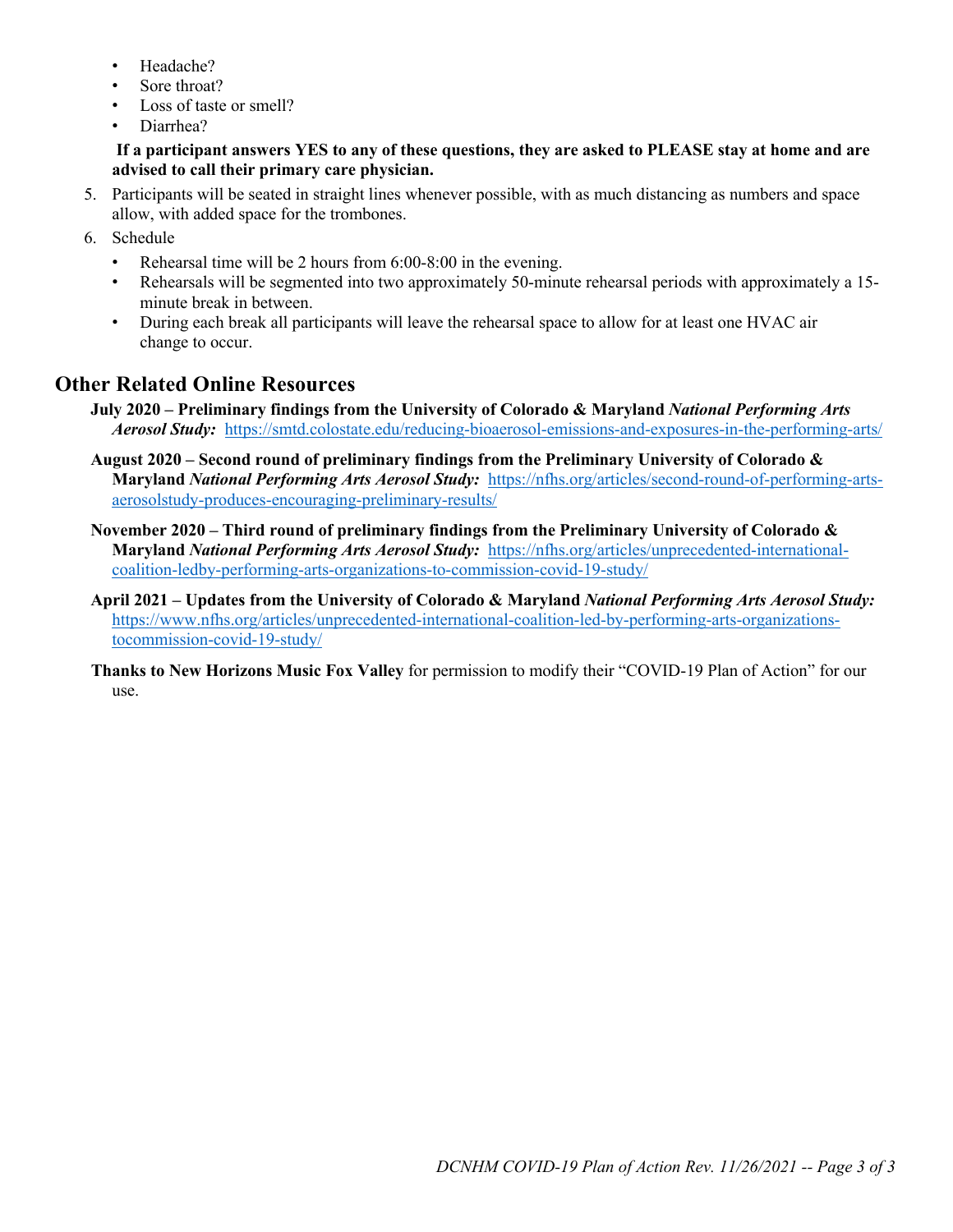- Headache?
- Sore throat?
- Loss of taste or smell?
- Diarrhea?

**If a participant answers YES to any of these questions, they are asked to PLEASE stay at home and are advised to call their primary care physician.**

5. Participants will be seated in straight lines whenever possible, with as much distancing as numbers and space allow, with added space for the trombones.
6. Schedule
   - Rehearsal time will be 2 hours from 6:00-8:00 in the evening.
   - Rehearsals will be segmented into two approximately 50-minute rehearsal periods with approximately a 15-minute break in between.
   - During each break all participants will leave the rehearsal space to allow for at least one HVAC air change to occur.

## Other Related Online Resources

**July 2020 – Preliminary findings from the University of Colorado & Maryland *National Performing Arts Aerosol Study:*** https://smtd.colostate.edu/reducing-bioaerosol-emissions-and-exposures-in-the-performing-arts/

**August 2020 – Second round of preliminary findings from the Preliminary University of Colorado & Maryland *National Performing Arts Aerosol Study:*** https://nfhs.org/articles/second-round-of-performing-arts-aerosolstudy-produces-encouraging-preliminary-results/

**November 2020 – Third round of preliminary findings from the Preliminary University of Colorado & Maryland *National Performing Arts Aerosol Study:*** https://nfhs.org/articles/unprecedented-international-coalition-ledby-performing-arts-organizations-to-commission-covid-19-study/

**April 2021 – Updates from the University of Colorado & Maryland *National Performing Arts Aerosol Study:*** https://www.nfhs.org/articles/unprecedented-international-coalition-led-by-performing-arts-organizations-tocommission-covid-19-study/

**Thanks to New Horizons Music Fox Valley** for permission to modify their "COVID-19 Plan of Action" for our use.